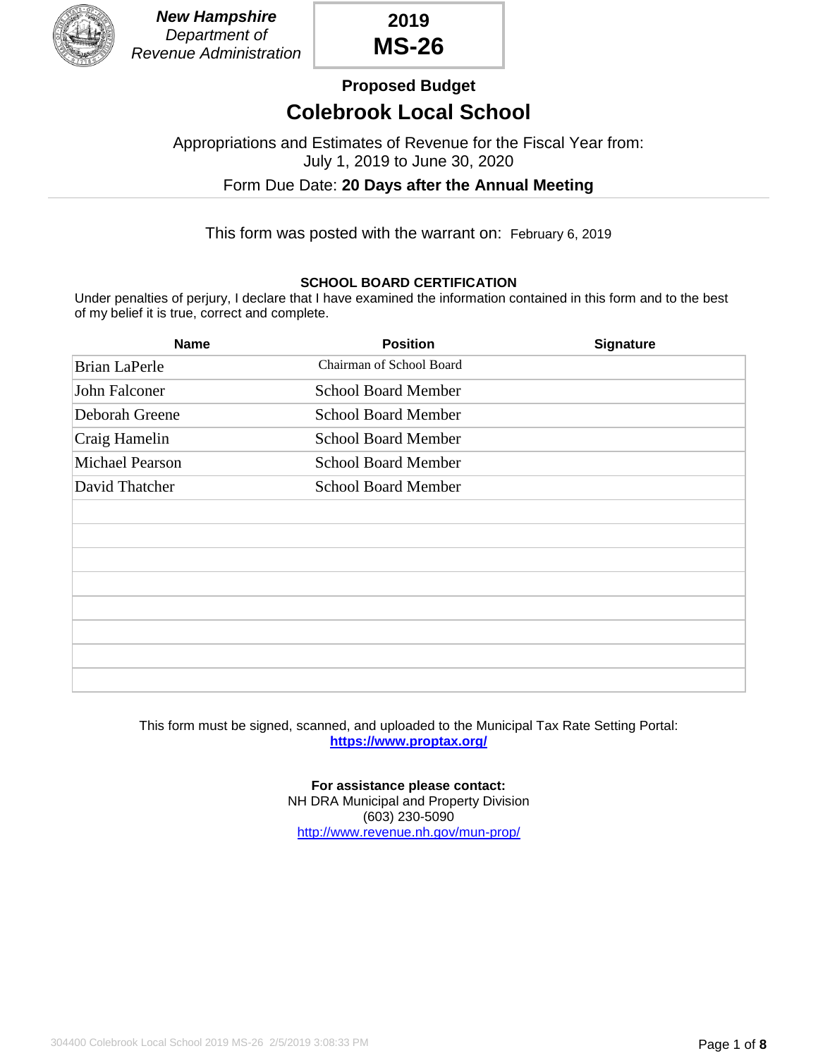**New Hampshire**
*Department of Revenue Administration*

# 2019 MS-26

## Proposed Budget

# Colebrook Local School

Appropriations and Estimates of Revenue for the Fiscal Year from:
July 1, 2019 to June 30, 2020

Form Due Date: **20 Days after the Annual Meeting**

This form was posted with the warrant on: February 6, 2019

### SCHOOL BOARD CERTIFICATION

Under penalties of perjury, I declare that I have examined the information contained in this form and to the best of my belief it is true, correct and complete.

| Name | Position | Signature |
|---|---|---|
| Brian LaPerle | Chairman of School Board | |
| John Falconer | School Board Member | |
| Deborah Greene | School Board Member | |
| Craig Hamelin | School Board Member | |
| Michael Pearson | School Board Member | |
| David Thatcher | School Board Member | |
| | | |
| | | |
| | | |
| | | |
| | | |
| | | |
| | | |
| | | |

This form must be signed, scanned, and uploaded to the Municipal Tax Rate Setting Portal:
**https://www.proptax.org/**

**For assistance please contact:**
NH DRA Municipal and Property Division
(603) 230-5090
http://www.revenue.nh.gov/mun-prop/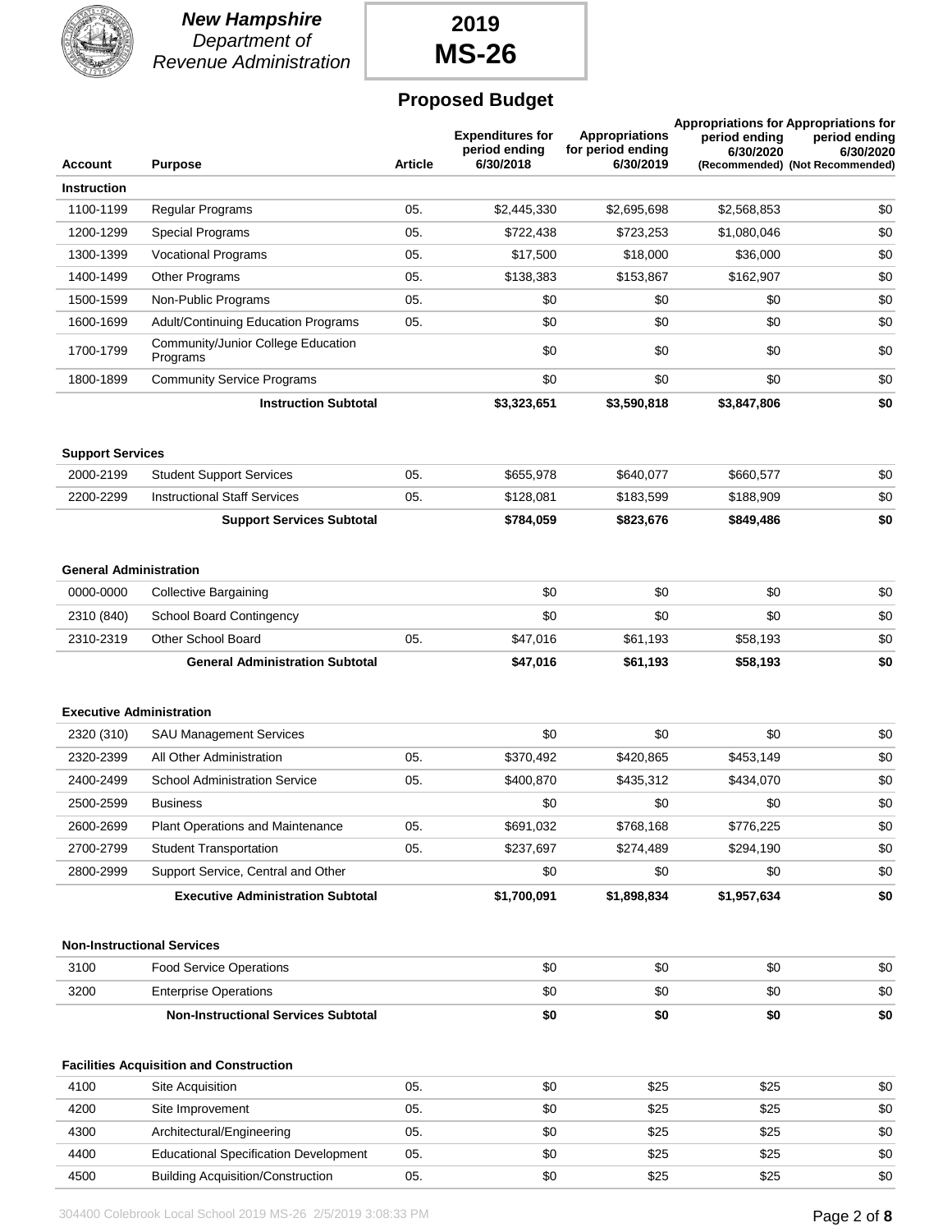**New Hampshire**
*Department of Revenue Administration*

**2019**
**MS-26**

## Proposed Budget

| Account | Purpose | Article | Expenditures for period ending 6/30/2018 | Appropriations for period ending 6/30/2019 | Appropriations for period ending 6/30/2020 (Recommended) | Appropriations for period ending 6/30/2020 (Not Recommended) |
|---|---|---|---|---|---|---|
| **Instruction** | | | | | | |
| 1100-1199 | Regular Programs | 05. | $2,445,330 | $2,695,698 | $2,568,853 | $0 |
| 1200-1299 | Special Programs | 05. | $722,438 | $723,253 | $1,080,046 | $0 |
| 1300-1399 | Vocational Programs | 05. | $17,500 | $18,000 | $36,000 | $0 |
| 1400-1499 | Other Programs | 05. | $138,383 | $153,867 | $162,907 | $0 |
| 1500-1599 | Non-Public Programs | 05. | $0 | $0 | $0 | $0 |
| 1600-1699 | Adult/Continuing Education Programs | 05. | $0 | $0 | $0 | $0 |
| 1700-1799 | Community/Junior College Education Programs | | $0 | $0 | $0 | $0 |
| 1800-1899 | Community Service Programs | | $0 | $0 | $0 | $0 |
| | **Instruction Subtotal** | | **$3,323,651** | **$3,590,818** | **$3,847,806** | **$0** |
| **Support Services** | | | | | | |
| 2000-2199 | Student Support Services | 05. | $655,978 | $640,077 | $660,577 | $0 |
| 2200-2299 | Instructional Staff Services | 05. | $128,081 | $183,599 | $188,909 | $0 |
| | **Support Services Subtotal** | | **$784,059** | **$823,676** | **$849,486** | **$0** |
| **General Administration** | | | | | | |
| 0000-0000 | Collective Bargaining | | $0 | $0 | $0 | $0 |
| 2310 (840) | School Board Contingency | | $0 | $0 | $0 | $0 |
| 2310-2319 | Other School Board | 05. | $47,016 | $61,193 | $58,193 | $0 |
| | **General Administration Subtotal** | | **$47,016** | **$61,193** | **$58,193** | **$0** |
| **Executive Administration** | | | | | | |
| 2320 (310) | SAU Management Services | | $0 | $0 | $0 | $0 |
| 2320-2399 | All Other Administration | 05. | $370,492 | $420,865 | $453,149 | $0 |
| 2400-2499 | School Administration Service | 05. | $400,870 | $435,312 | $434,070 | $0 |
| 2500-2599 | Business | | $0 | $0 | $0 | $0 |
| 2600-2699 | Plant Operations and Maintenance | 05. | $691,032 | $768,168 | $776,225 | $0 |
| 2700-2799 | Student Transportation | 05. | $237,697 | $274,489 | $294,190 | $0 |
| 2800-2999 | Support Service, Central and Other | | $0 | $0 | $0 | $0 |
| | **Executive Administration Subtotal** | | **$1,700,091** | **$1,898,834** | **$1,957,634** | **$0** |
| **Non-Instructional Services** | | | | | | |
| 3100 | Food Service Operations | | $0 | $0 | $0 | $0 |
| 3200 | Enterprise Operations | | $0 | $0 | $0 | $0 |
| | **Non-Instructional Services Subtotal** | | **$0** | **$0** | **$0** | **$0** |
| **Facilities Acquisition and Construction** | | | | | | |
| 4100 | Site Acquisition | 05. | $0 | $25 | $25 | $0 |
| 4200 | Site Improvement | 05. | $0 | $25 | $25 | $0 |
| 4300 | Architectural/Engineering | 05. | $0 | $25 | $25 | $0 |
| 4400 | Educational Specification Development | 05. | $0 | $25 | $25 | $0 |
| 4500 | Building Acquisition/Construction | 05. | $0 | $25 | $25 | $0 |

304400 Colebrook Local School 2019 MS-26 2/5/2019 3:08:33 PM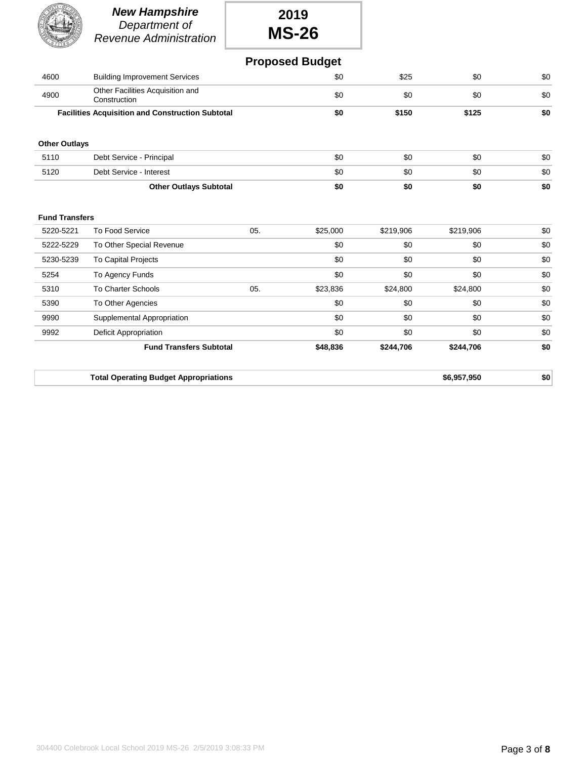**New Hampshire**
*Department of Revenue Administration*

**2019**
**MS-26**

## Proposed Budget

| | | | | | | |
|---|---|---|---|---|---|---|
| 4600 | Building Improvement Services | | $0 | $25 | $0 | $0 |
| 4900 | Other Facilities Acquisition and Construction | | $0 | $0 | $0 | $0 |
| | **Facilities Acquisition and Construction Subtotal** | | **$0** | **$150** | **$125** | **$0** |

**Other Outlays**

| | | | | | | |
|---|---|---|---|---|---|---|
| 5110 | Debt Service - Principal | | $0 | $0 | $0 | $0 |
| 5120 | Debt Service - Interest | | $0 | $0 | $0 | $0 |
| | **Other Outlays Subtotal** | | **$0** | **$0** | **$0** | **$0** |

**Fund Transfers**

| | | | | | | |
|---|---|---|---|---|---|---|
| 5220-5221 | To Food Service | 05. | $25,000 | $219,906 | $219,906 | $0 |
| 5222-5229 | To Other Special Revenue | | $0 | $0 | $0 | $0 |
| 5230-5239 | To Capital Projects | | $0 | $0 | $0 | $0 |
| 5254 | To Agency Funds | | $0 | $0 | $0 | $0 |
| 5310 | To Charter Schools | 05. | $23,836 | $24,800 | $24,800 | $0 |
| 5390 | To Other Agencies | | $0 | $0 | $0 | $0 |
| 9990 | Supplemental Appropriation | | $0 | $0 | $0 | $0 |
| 9992 | Deficit Appropriation | | $0 | $0 | $0 | $0 |
| | **Fund Transfers Subtotal** | | **$48,836** | **$244,706** | **$244,706** | **$0** |

| | | |
|---|---|---|
| **Total Operating Budget Appropriations** | **$6,957,950** | **$0** |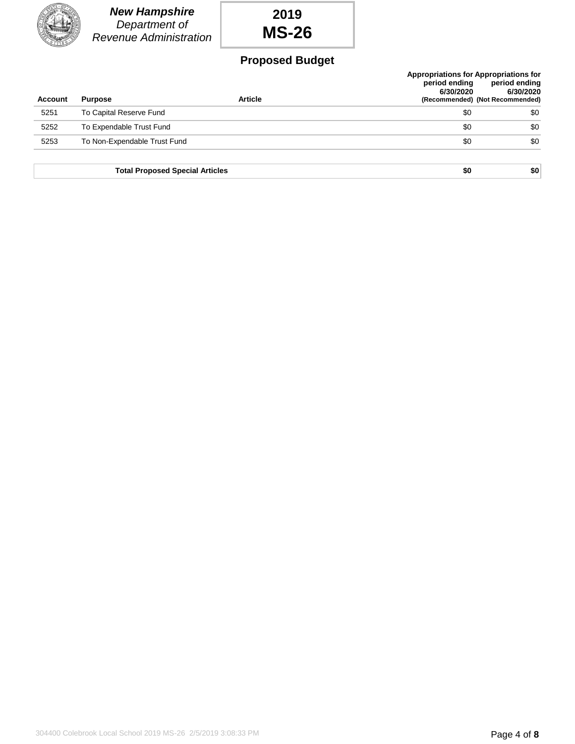**New Hampshire**
*Department of Revenue Administration*

**2019**
**MS-26**

## Proposed Budget

| Account | Purpose | Article | Appropriations for period ending 6/30/2020 (Recommended) | Appropriations for period ending 6/30/2020 (Not Recommended) |
|---|---|---|---|---|
| 5251 | To Capital Reserve Fund | | $0 | $0 |
| 5252 | To Expendable Trust Fund | | $0 | $0 |
| 5253 | To Non-Expendable Trust Fund | | $0 | $0 |

| Total Proposed Special Articles | $0 | $0 |
|---|---|---|

304400 Colebrook Local School 2019 MS-26 2/5/2019 3:08:33 PM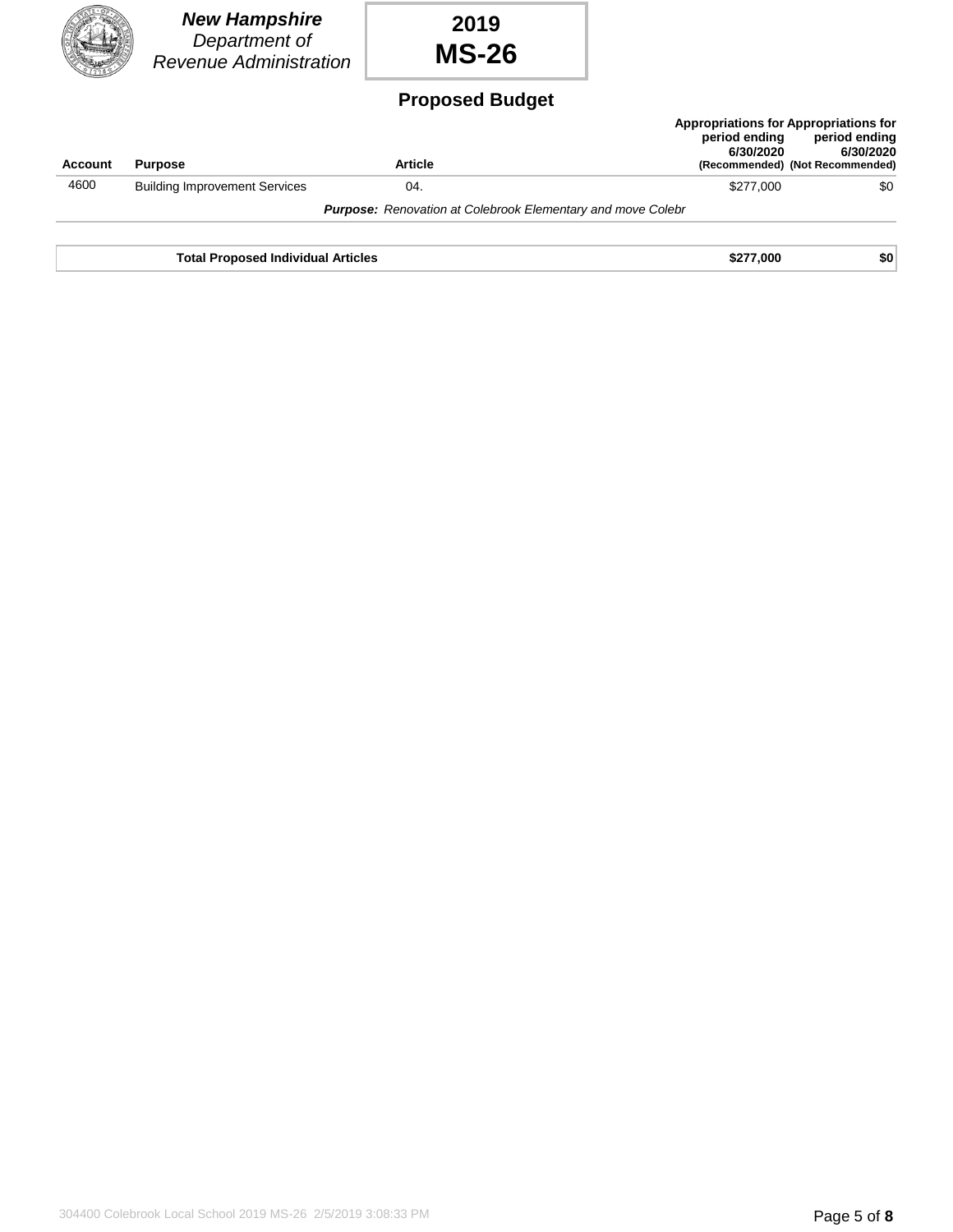**New Hampshire**
*Department of Revenue Administration*

**2019**
**MS-26**

## Proposed Budget

| Account | Purpose | Article | Appropriations for period ending 6/30/2020 (Recommended) | Appropriations for period ending 6/30/2020 (Not Recommended) |
|---|---|---|---|---|
| 4600 | Building Improvement Services | 04. | $277,000 | $0 |
| | | ***Purpose:*** *Renovation at Colebrook Elementary and move Colebr* | | |
| | **Total Proposed Individual Articles** | | **$277,000** | **$0** |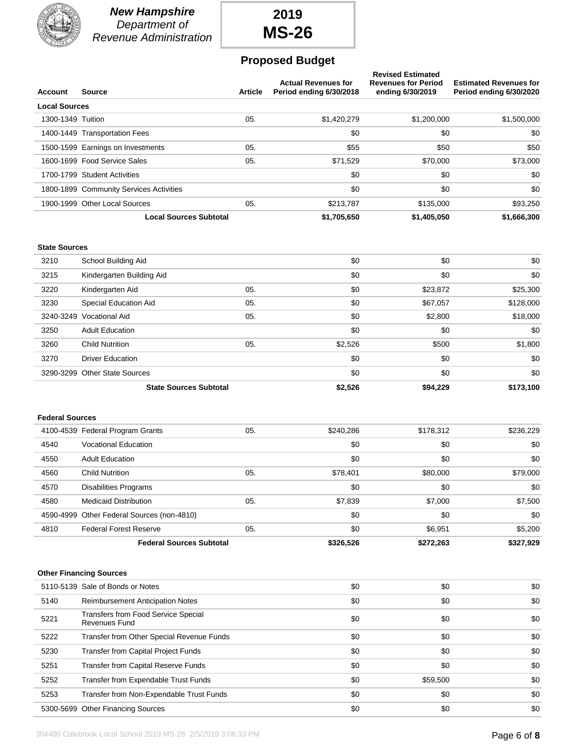**New Hampshire**
*Department of Revenue Administration*

# 2019
# MS-26

## Proposed Budget

| Account | Source | Article | Actual Revenues for Period ending 6/30/2018 | Revised Estimated Revenues for Period ending 6/30/2019 | Estimated Revenues for Period ending 6/30/2020 |
|---|---|---|---|---|---|
| **Local Sources** | | | | | |
| 1300-1349 | Tuition | 05. | $1,420,279 | $1,200,000 | $1,500,000 |
| 1400-1449 | Transportation Fees | | $0 | $0 | $0 |
| 1500-1599 | Earnings on Investments | 05. | $55 | $50 | $50 |
| 1600-1699 | Food Service Sales | 05. | $71,529 | $70,000 | $73,000 |
| 1700-1799 | Student Activities | | $0 | $0 | $0 |
| 1800-1899 | Community Services Activities | | $0 | $0 | $0 |
| 1900-1999 | Other Local Sources | 05. | $213,787 | $135,000 | $93,250 |
| | **Local Sources Subtotal** | | **$1,705,650** | **$1,405,050** | **$1,666,300** |
| **State Sources** | | | | | |
| 3210 | School Building Aid | | $0 | $0 | $0 |
| 3215 | Kindergarten Building Aid | | $0 | $0 | $0 |
| 3220 | Kindergarten Aid | 05. | $0 | $23,872 | $25,300 |
| 3230 | Special Education Aid | 05. | $0 | $67,057 | $128,000 |
| 3240-3249 | Vocational Aid | 05. | $0 | $2,800 | $18,000 |
| 3250 | Adult Education | | $0 | $0 | $0 |
| 3260 | Child Nutrition | 05. | $2,526 | $500 | $1,800 |
| 3270 | Driver Education | | $0 | $0 | $0 |
| 3290-3299 | Other State Sources | | $0 | $0 | $0 |
| | **State Sources Subtotal** | | **$2,526** | **$94,229** | **$173,100** |
| **Federal Sources** | | | | | |
| 4100-4539 | Federal Program Grants | 05. | $240,286 | $178,312 | $236,229 |
| 4540 | Vocational Education | | $0 | $0 | $0 |
| 4550 | Adult Education | | $0 | $0 | $0 |
| 4560 | Child Nutrition | 05. | $78,401 | $80,000 | $79,000 |
| 4570 | Disabilities Programs | | $0 | $0 | $0 |
| 4580 | Medicaid Distribution | 05. | $7,839 | $7,000 | $7,500 |
| 4590-4999 | Other Federal Sources (non-4810) | | $0 | $0 | $0 |
| 4810 | Federal Forest Reserve | 05. | $0 | $6,951 | $5,200 |
| | **Federal Sources Subtotal** | | **$326,526** | **$272,263** | **$327,929** |
| **Other Financing Sources** | | | | | |
| 5110-5139 | Sale of Bonds or Notes | | $0 | $0 | $0 |
| 5140 | Reimbursement Anticipation Notes | | $0 | $0 | $0 |
| 5221 | Transfers from Food Service Special Revenues Fund | | $0 | $0 | $0 |
| 5222 | Transfer from Other Special Revenue Funds | | $0 | $0 | $0 |
| 5230 | Transfer from Capital Project Funds | | $0 | $0 | $0 |
| 5251 | Transfer from Capital Reserve Funds | | $0 | $0 | $0 |
| 5252 | Transfer from Expendable Trust Funds | | $0 | $59,500 | $0 |
| 5253 | Transfer from Non-Expendable Trust Funds | | $0 | $0 | $0 |
| 5300-5699 | Other Financing Sources | | $0 | $0 | $0 |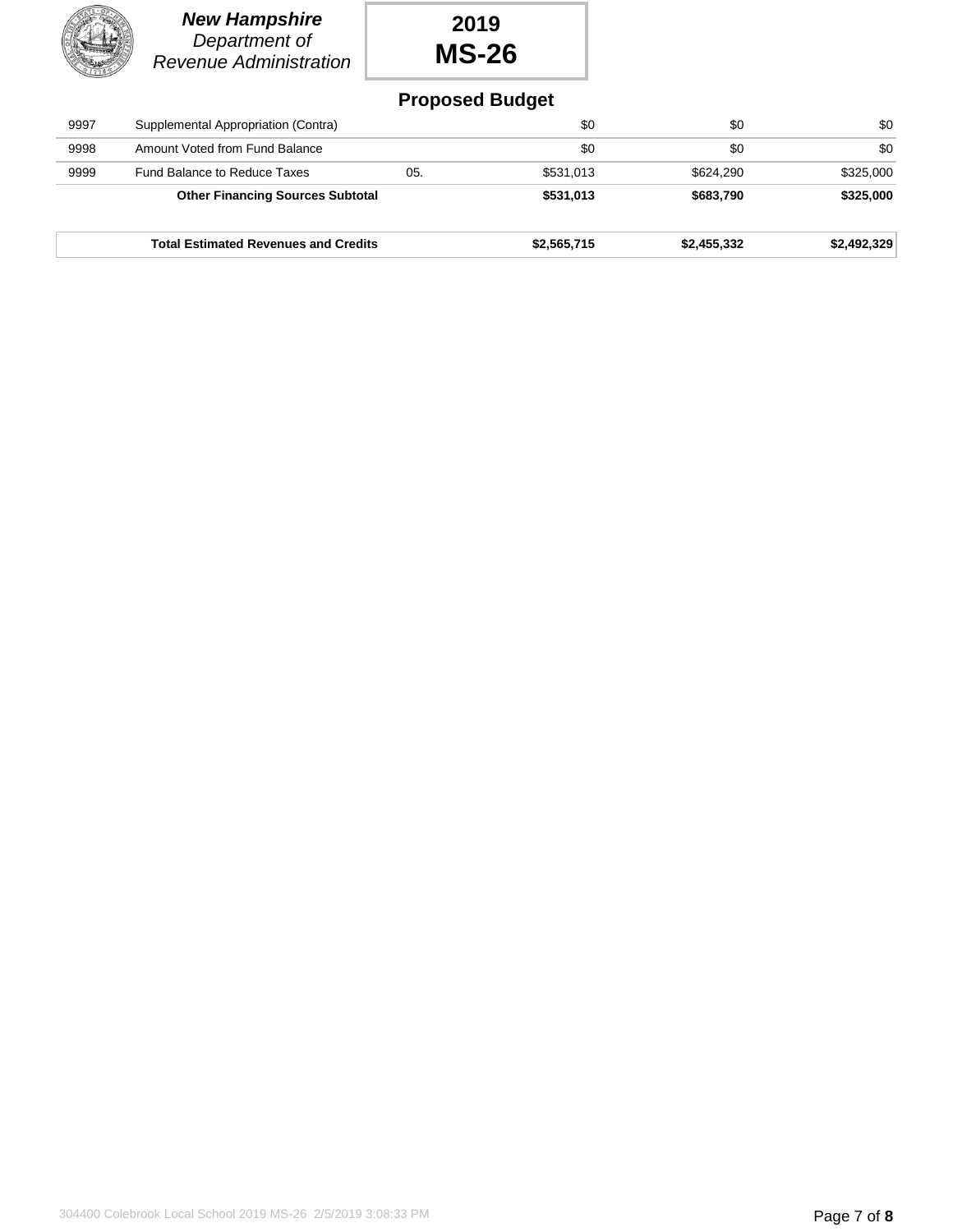**New Hampshire**
*Department of*
*Revenue Administration*

**2019**
**MS-26**

## Proposed Budget

| | | | | | |
|---|---|---|---|---|---|
| 9997 | Supplemental Appropriation (Contra) | | $0 | $0 | $0 |
| 9998 | Amount Voted from Fund Balance | | $0 | $0 | $0 |
| 9999 | Fund Balance to Reduce Taxes | 05. | $531,013 | $624,290 | $325,000 |
| | **Other Financing Sources Subtotal** | | **$531,013** | **$683,790** | **$325,000** |
| | **Total Estimated Revenues and Credits** | | **$2,565,715** | **$2,455,332** | **$2,492,329** |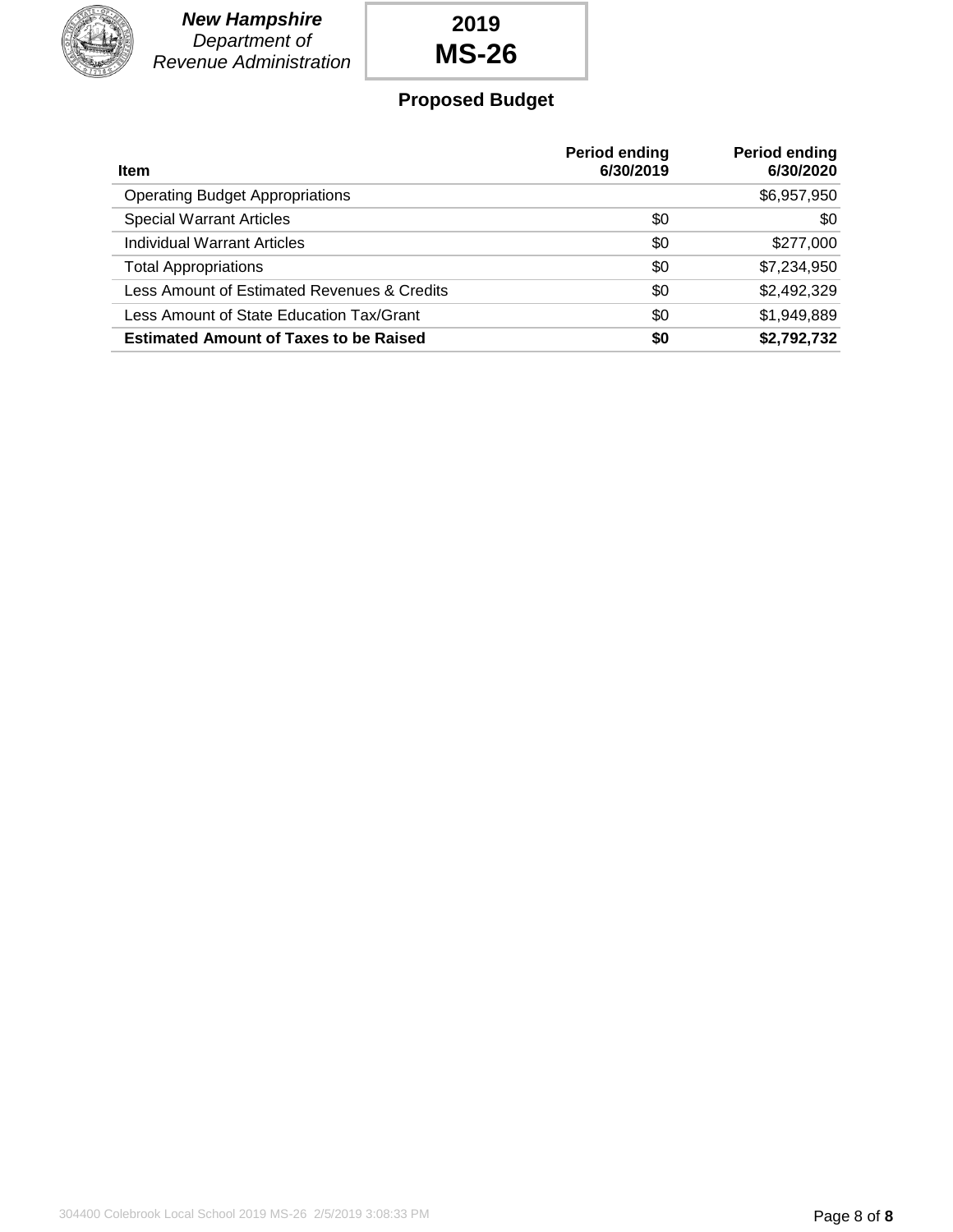**New Hampshire**
*Department of*
*Revenue Administration*

**2019**
**MS-26**

## Proposed Budget

| Item | Period ending 6/30/2019 | Period ending 6/30/2020 |
|---|---|---|
| Operating Budget Appropriations | | $6,957,950 |
| Special Warrant Articles | $0 | $0 |
| Individual Warrant Articles | $0 | $277,000 |
| Total Appropriations | $0 | $7,234,950 |
| Less Amount of Estimated Revenues & Credits | $0 | $2,492,329 |
| Less Amount of State Education Tax/Grant | $0 | $1,949,889 |
| **Estimated Amount of Taxes to be Raised** | **$0** | **$2,792,732** |